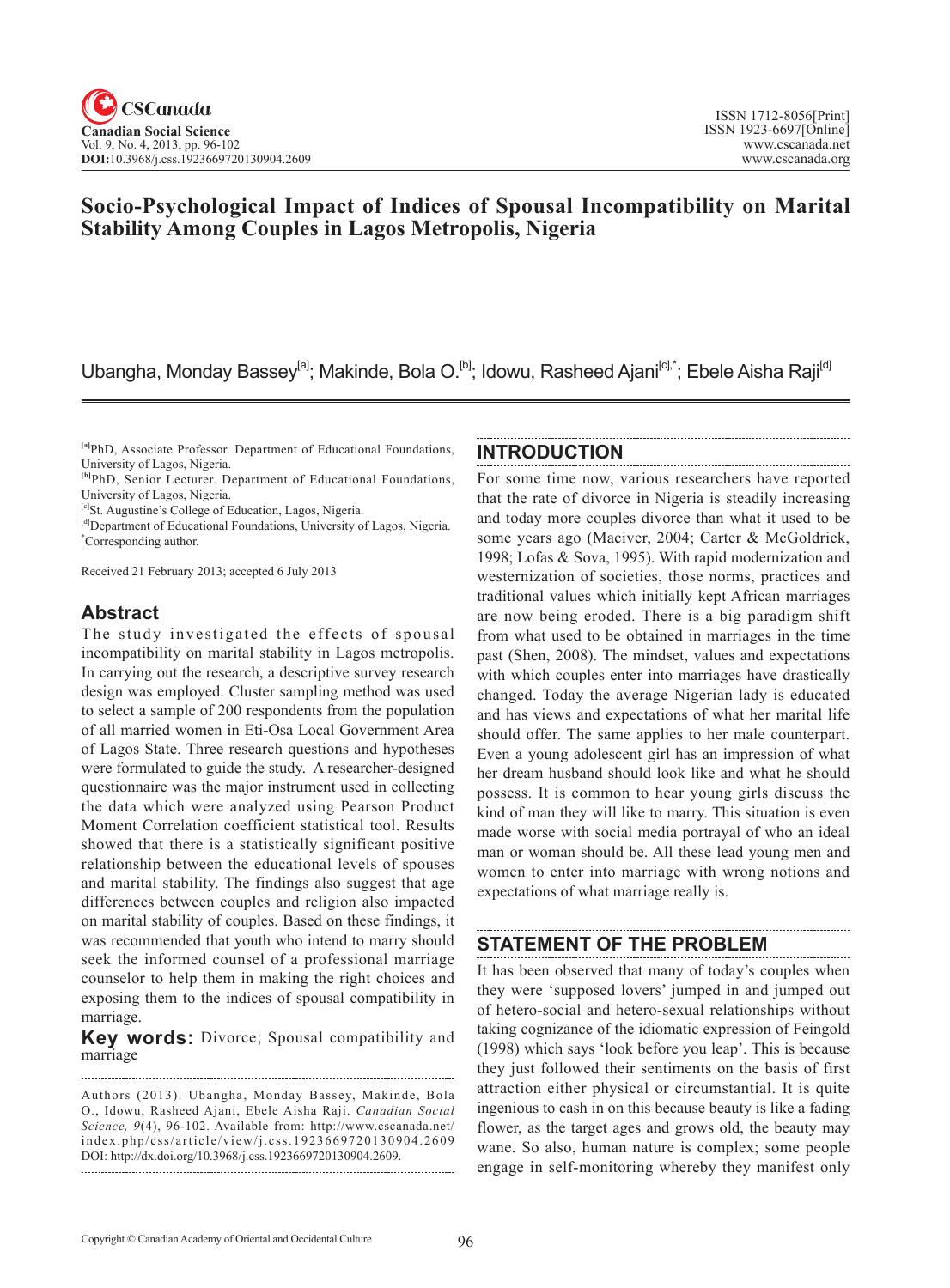# Socio-Psychological Impact of Indices of Spousal Incompatibility on Marital Stability Among Couples in Lagos Metropolis, Nigeria

Ubangha, Monday Bassey[a]; Makinde, Bola O.[b]; Idowu, Rasheed Ajani[c],*; Ebele Aisha Raji[d]

[a]PhD, Associate Professor. Department of Educational Foundations, University of Lagos, Nigeria.
[b]PhD, Senior Lecturer. Department of Educational Foundations, University of Lagos, Nigeria.
[c]St. Augustine's College of Education, Lagos, Nigeria.
[d]Department of Educational Foundations, University of Lagos, Nigeria.
*Corresponding author.

Received 21 February 2013; accepted 6 July 2013

## Abstract

The study investigated the effects of spousal incompatibility on marital stability in Lagos metropolis. In carrying out the research, a descriptive survey research design was employed. Cluster sampling method was used to select a sample of 200 respondents from the population of all married women in Eti-Osa Local Government Area of Lagos State. Three research questions and hypotheses were formulated to guide the study. A researcher-designed questionnaire was the major instrument used in collecting the data which were analyzed using Pearson Product Moment Correlation coefficient statistical tool. Results showed that there is a statistically significant positive relationship between the educational levels of spouses and marital stability. The findings also suggest that age differences between couples and religion also impacted on marital stability of couples. Based on these findings, it was recommended that youth who intend to marry should seek the informed counsel of a professional marriage counselor to help them in making the right choices and exposing them to the indices of spousal compatibility in marriage.

**Key words:** Divorce; Spousal compatibility and marriage

Authors (2013). Ubangha, Monday Bassey, Makinde, Bola O., Idowu, Rasheed Ajani, Ebele Aisha Raji. *Canadian Social Science, 9*(4), 96-102. Available from: http://www.cscanada.net/index.php/css/article/view/j.css.1923669720130904.2609
DOI: http://dx.doi.org/10.3968/j.css.1923669720130904.2609.

## INTRODUCTION

For some time now, various researchers have reported that the rate of divorce in Nigeria is steadily increasing and today more couples divorce than what it used to be some years ago (Maciver, 2004; Carter & McGoldrick, 1998; Lofas & Sova, 1995). With rapid modernization and westernization of societies, those norms, practices and traditional values which initially kept African marriages are now being eroded. There is a big paradigm shift from what used to be obtained in marriages in the time past (Shen, 2008). The mindset, values and expectations with which couples enter into marriages have drastically changed. Today the average Nigerian lady is educated and has views and expectations of what her marital life should offer. The same applies to her male counterpart. Even a young adolescent girl has an impression of what her dream husband should look like and what he should possess. It is common to hear young girls discuss the kind of man they will like to marry. This situation is even made worse with social media portrayal of who an ideal man or woman should be. All these lead young men and women to enter into marriage with wrong notions and expectations of what marriage really is.

## STATEMENT OF THE PROBLEM

It has been observed that many of today's couples when they were 'supposed lovers' jumped in and jumped out of hetero-social and hetero-sexual relationships without taking cognizance of the idiomatic expression of Feingold (1998) which says 'look before you leap'. This is because they just followed their sentiments on the basis of first attraction either physical or circumstantial. It is quite ingenious to cash in on this because beauty is like a fading flower, as the target ages and grows old, the beauty may wane. So also, human nature is complex; some people engage in self-monitoring whereby they manifest only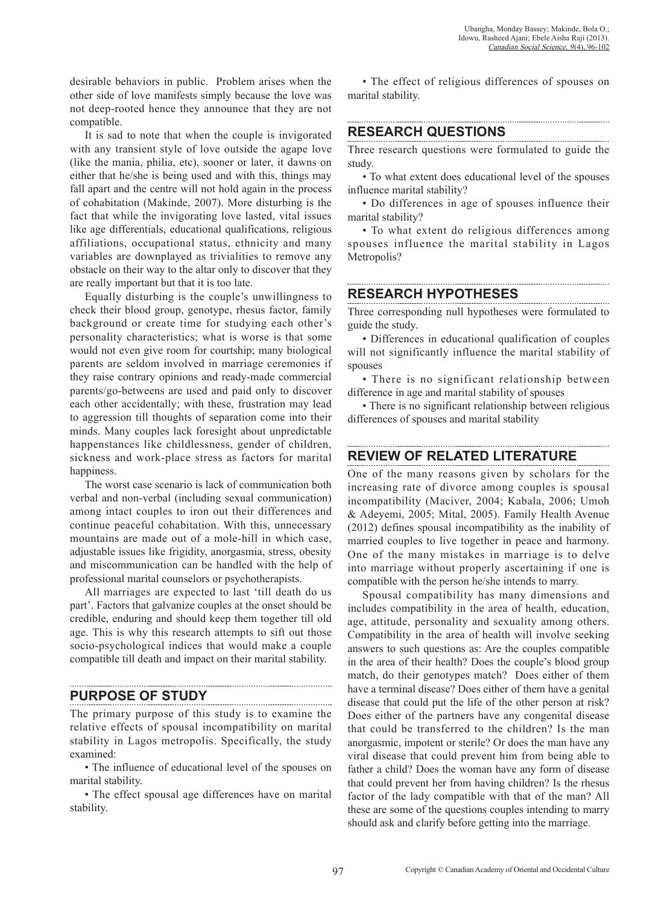desirable behaviors in public. Problem arises when the other side of love manifests simply because the love was not deep-rooted hence they announce that they are not compatible.

It is sad to note that when the couple is invigorated with any transient style of love outside the agape love (like the mania, philia, etc), sooner or later, it dawns on either that he/she is being used and with this, things may fall apart and the centre will not hold again in the process of cohabitation (Makinde, 2007). More disturbing is the fact that while the invigorating love lasted, vital issues like age differentials, educational qualifications, religious affiliations, occupational status, ethnicity and many variables are downplayed as trivialities to remove any obstacle on their way to the altar only to discover that they are really important but that it is too late.

Equally disturbing is the couple's unwillingness to check their blood group, genotype, rhesus factor, family background or create time for studying each other's personality characteristics; what is worse is that some would not even give room for courtship; many biological parents are seldom involved in marriage ceremonies if they raise contrary opinions and ready-made commercial parents/go-betweens are used and paid only to discover each other accidentally; with these, frustration may lead to aggression till thoughts of separation come into their minds. Many couples lack foresight about unpredictable happenstances like childlessness, gender of children, sickness and work-place stress as factors for marital happiness.

The worst case scenario is lack of communication both verbal and non-verbal (including sexual communication) among intact couples to iron out their differences and continue peaceful cohabitation. With this, unnecessary mountains are made out of a mole-hill in which case, adjustable issues like frigidity, anorgasmia, stress, obesity and miscommunication can be handled with the help of professional marital counselors or psychotherapists.

All marriages are expected to last 'till death do us part'. Factors that galvanize couples at the onset should be credible, enduring and should keep them together till old age. This is why this research attempts to sift out those socio-psychological indices that would make a couple compatible till death and impact on their marital stability.

## PURPOSE OF STUDY

The primary purpose of this study is to examine the relative effects of spousal incompatibility on marital stability in Lagos metropolis. Specifically, the study examined:

- The influence of educational level of the spouses on marital stability.
- The effect spousal age differences have on marital stability.
- The effect of religious differences of spouses on marital stability.

## RESEARCH QUESTIONS

Three research questions were formulated to guide the study.

- To what extent does educational level of the spouses influence marital stability?
- Do differences in age of spouses influence their marital stability?
- To what extent do religious differences among spouses influence the marital stability in Lagos Metropolis?

## RESEARCH HYPOTHESES

Three corresponding null hypotheses were formulated to guide the study.

- Differences in educational qualification of couples will not significantly influence the marital stability of spouses
- There is no significant relationship between difference in age and marital stability of spouses
- There is no significant relationship between religious differences of spouses and marital stability

## REVIEW OF RELATED LITERATURE

One of the many reasons given by scholars for the increasing rate of divorce among couples is spousal incompatibility (Maciver, 2004; Kabala, 2006; Umoh & Adeyemi, 2005; Mital, 2005). Family Health Avenue (2012) defines spousal incompatibility as the inability of married couples to live together in peace and harmony. One of the many mistakes in marriage is to delve into marriage without properly ascertaining if one is compatible with the person he/she intends to marry.

Spousal compatibility has many dimensions and includes compatibility in the area of health, education, age, attitude, personality and sexuality among others. Compatibility in the area of health will involve seeking answers to such questions as: Are the couples compatible in the area of their health? Does the couple's blood group match, do their genotypes match? Does either of them have a terminal disease? Does either of them have a genital disease that could put the life of the other person at risk? Does either of the partners have any congenital disease that could be transferred to the children? Is the man anorgasmic, impotent or sterile? Or does the man have any viral disease that could prevent him from being able to father a child? Does the woman have any form of disease that could prevent her from having children? Is the rhesus factor of the lady compatible with that of the man? All these are some of the questions couples intending to marry should ask and clarify before getting into the marriage.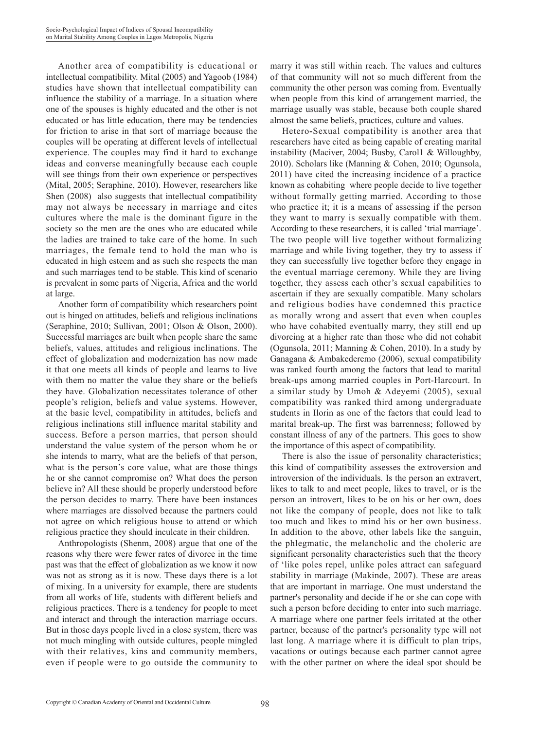Another area of compatibility is educational or intellectual compatibility. Mital (2005) and Yagoob (1984) studies have shown that intellectual compatibility can influence the stability of a marriage. In a situation where one of the spouses is highly educated and the other is not educated or has little education, there may be tendencies for friction to arise in that sort of marriage because the couples will be operating at different levels of intellectual experience. The couples may find it hard to exchange ideas and converse meaningfully because each couple will see things from their own experience or perspectives (Mital, 2005; Seraphine, 2010). However, researchers like Shen (2008) also suggests that intellectual compatibility may not always be necessary in marriage and cites cultures where the male is the dominant figure in the society so the men are the ones who are educated while the ladies are trained to take care of the home. In such marriages, the female tend to hold the man who is educated in high esteem and as such she respects the man and such marriages tend to be stable. This kind of scenario is prevalent in some parts of Nigeria, Africa and the world at large.

Another form of compatibility which researchers point out is hinged on attitudes, beliefs and religious inclinations (Seraphine, 2010; Sullivan, 2001; Olson & Olson, 2000). Successful marriages are built when people share the same beliefs, values, attitudes and religious inclinations. The effect of globalization and modernization has now made it that one meets all kinds of people and learns to live with them no matter the value they share or the beliefs they have. Globalization necessitates tolerance of other people's religion, beliefs and value systems. However, at the basic level, compatibility in attitudes, beliefs and religious inclinations still influence marital stability and success. Before a person marries, that person should understand the value system of the person whom he or she intends to marry, what are the beliefs of that person, what is the person's core value, what are those things he or she cannot compromise on? What does the person believe in? All these should be properly understood before the person decides to marry. There have been instances where marriages are dissolved because the partners could not agree on which religious house to attend or which religious practice they should inculcate in their children.

Anthropologists (Shenm, 2008) argue that one of the reasons why there were fewer rates of divorce in the time past was that the effect of globalization as we know it now was not as strong as it is now. These days there is a lot of mixing. In a university for example, there are students from all works of life, students with different beliefs and religious practices. There is a tendency for people to meet and interact and through the interaction marriage occurs. But in those days people lived in a close system, there was not much mingling with outside cultures, people mingled with their relatives, kins and community members, even if people were to go outside the community to marry it was still within reach. The values and cultures of that community will not so much different from the community the other person was coming from. Eventually when people from this kind of arrangement married, the marriage usually was stable, because both couple shared almost the same beliefs, practices, culture and values.

Hetero-Sexual compatibility is another area that researchers have cited as being capable of creating marital instability (Maciver, 2004; Busby, Caroll & Willoughby, 2010). Scholars like (Manning & Cohen, 2010; Ogunsola, 2011) have cited the increasing incidence of a practice known as cohabiting where people decide to live together without formally getting married. According to those who practice it; it is a means of assessing if the person they want to marry is sexually compatible with them. According to these researchers, it is called 'trial marriage'. The two people will live together without formalizing marriage and while living together, they try to assess if they can successfully live together before they engage in the eventual marriage ceremony. While they are living together, they assess each other's sexual capabilities to ascertain if they are sexually compatible. Many scholars and religious bodies have condemned this practice as morally wrong and assert that even when couples who have cohabited eventually marry, they still end up divorcing at a higher rate than those who did not cohabit (Ogunsola, 2011; Manning & Cohen, 2010). In a study by Ganagana & Ambakederemo (2006), sexual compatibility was ranked fourth among the factors that lead to marital break-ups among married couples in Port-Harcourt. In a similar study by Umoh & Adeyemi (2005), sexual compatibility was ranked third among undergraduate students in Ilorin as one of the factors that could lead to marital break-up. The first was barrenness; followed by constant illness of any of the partners. This goes to show the importance of this aspect of compatibility.

There is also the issue of personality characteristics; this kind of compatibility assesses the extroversion and introversion of the individuals. Is the person an extravert, likes to talk to and meet people, likes to travel, or is the person an introvert, likes to be on his or her own, does not like the company of people, does not like to talk too much and likes to mind his or her own business. In addition to the above, other labels like the sanguin, the phlegmatic, the melancholic and the choleric are significant personality characteristics such that the theory of 'like poles repel, unlike poles attract can safeguard stability in marriage (Makinde, 2007). These are areas that are important in marriage. One must understand the partner's personality and decide if he or she can cope with such a person before deciding to enter into such marriage. A marriage where one partner feels irritated at the other partner, because of the partner's personality type will not last long. A marriage where it is difficult to plan trips, vacations or outings because each partner cannot agree with the other partner on where the ideal spot should be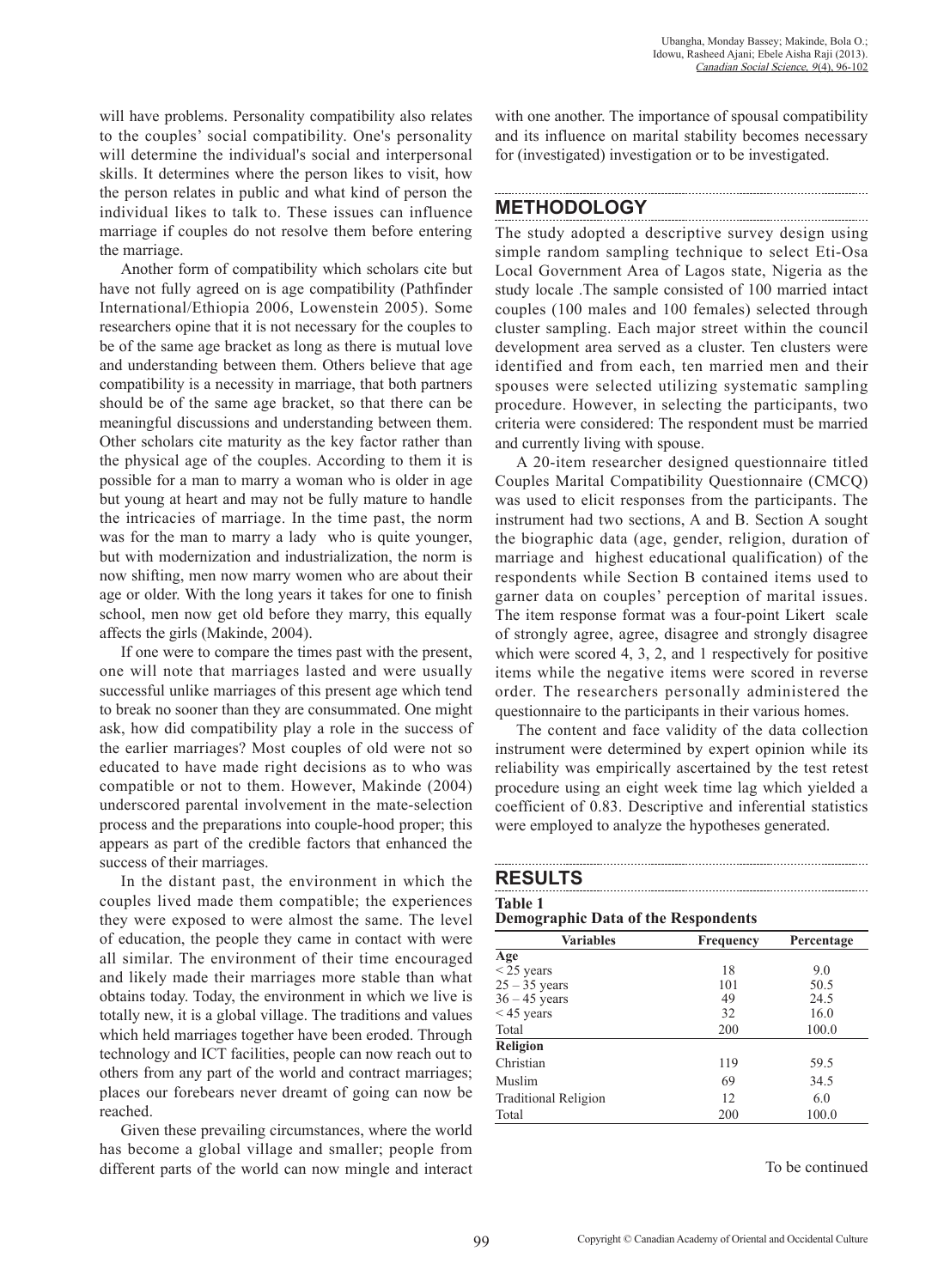will have problems. Personality compatibility also relates to the couples' social compatibility. One's personality will determine the individual's social and interpersonal skills. It determines where the person likes to visit, how the person relates in public and what kind of person the individual likes to talk to. These issues can influence marriage if couples do not resolve them before entering the marriage.

Another form of compatibility which scholars cite but have not fully agreed on is age compatibility (Pathfinder International/Ethiopia 2006, Lowenstein 2005). Some researchers opine that it is not necessary for the couples to be of the same age bracket as long as there is mutual love and understanding between them. Others believe that age compatibility is a necessity in marriage, that both partners should be of the same age bracket, so that there can be meaningful discussions and understanding between them. Other scholars cite maturity as the key factor rather than the physical age of the couples. According to them it is possible for a man to marry a woman who is older in age but young at heart and may not be fully mature to handle the intricacies of marriage. In the time past, the norm was for the man to marry a lady who is quite younger, but with modernization and industrialization, the norm is now shifting, men now marry women who are about their age or older. With the long years it takes for one to finish school, men now get old before they marry, this equally affects the girls (Makinde, 2004).

If one were to compare the times past with the present, one will note that marriages lasted and were usually successful unlike marriages of this present age which tend to break no sooner than they are consummated. One might ask, how did compatibility play a role in the success of the earlier marriages? Most couples of old were not so educated to have made right decisions as to who was compatible or not to them. However, Makinde (2004) underscored parental involvement in the mate-selection process and the preparations into couple-hood proper; this appears as part of the credible factors that enhanced the success of their marriages.

In the distant past, the environment in which the couples lived made them compatible; the experiences they were exposed to were almost the same. The level of education, the people they came in contact with were all similar. The environment of their time encouraged and likely made their marriages more stable than what obtains today. Today, the environment in which we live is totally new, it is a global village. The traditions and values which held marriages together have been eroded. Through technology and ICT facilities, people can now reach out to others from any part of the world and contract marriages; places our forebears never dreamt of going can now be reached.

Given these prevailing circumstances, where the world has become a global village and smaller; people from different parts of the world can now mingle and interact with one another. The importance of spousal compatibility and its influence on marital stability becomes necessary for (investigated) investigation or to be investigated.

## METHODOLOGY

The study adopted a descriptive survey design using simple random sampling technique to select Eti-Osa Local Government Area of Lagos state, Nigeria as the study locale .The sample consisted of 100 married intact couples (100 males and 100 females) selected through cluster sampling. Each major street within the council development area served as a cluster. Ten clusters were identified and from each, ten married men and their spouses were selected utilizing systematic sampling procedure. However, in selecting the participants, two criteria were considered: The respondent must be married and currently living with spouse.

A 20-item researcher designed questionnaire titled Couples Marital Compatibility Questionnaire (CMCQ) was used to elicit responses from the participants. The instrument had two sections, A and B. Section A sought the biographic data (age, gender, religion, duration of marriage and highest educational qualification) of the respondents while Section B contained items used to garner data on couples' perception of marital issues. The item response format was a four-point Likert scale of strongly agree, agree, disagree and strongly disagree which were scored 4, 3, 2, and 1 respectively for positive items while the negative items were scored in reverse order. The researchers personally administered the questionnaire to the participants in their various homes.

The content and face validity of the data collection instrument were determined by expert opinion while its reliability was empirically ascertained by the test retest procedure using an eight week time lag which yielded a coefficient of 0.83. Descriptive and inferential statistics were employed to analyze the hypotheses generated.

## RESULTS

**Table 1**
**Demographic Data of the Respondents**

| Variables | Frequency | Percentage |
|---|---|---|
| **Age** | | |
| < 25 years | 18 | 9.0 |
| 25 – 35 years | 101 | 50.5 |
| 36 – 45 years | 49 | 24.5 |
| < 45 years | 32 | 16.0 |
| Total | 200 | 100.0 |
| **Religion** | | |
| Christian | 119 | 59.5 |
| Muslim | 69 | 34.5 |
| Traditional Religion | 12 | 6.0 |
| Total | 200 | 100.0 |

To be continued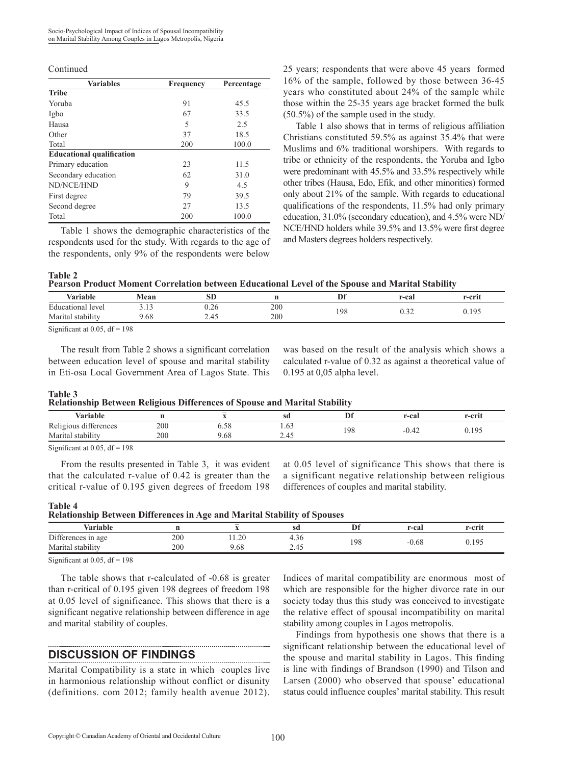Continued

| Variables | Frequency | Percentage |
|---|---|---|
| **Tribe** | | |
| Yoruba | 91 | 45.5 |
| Igbo | 67 | 33.5 |
| Hausa | 5 | 2.5 |
| Other | 37 | 18.5 |
| Total | 200 | 100.0 |
| **Educational qualification** | | |
| Primary education | 23 | 11.5 |
| Secondary education | 62 | 31.0 |
| ND/NCE/HND | 9 | 4.5 |
| First degree | 79 | 39.5 |
| Second degree | 27 | 13.5 |
| Total | 200 | 100.0 |

Table 1 shows the demographic characteristics of the respondents used for the study. With regards to the age of the respondents, only 9% of the respondents were below 25 years; respondents that were above 45 years formed 16% of the sample, followed by those between 36-45 years who constituted about 24% of the sample while those within the 25-35 years age bracket formed the bulk (50.5%) of the sample used in the study.

Table 1 also shows that in terms of religious affiliation Christians constituted 59.5% as against 35.4% that were Muslims and 6% traditional worshipers. With regards to tribe or ethnicity of the respondents, the Yoruba and Igbo were predominant with 45.5% and 33.5% respectively while other tribes (Hausa, Edo, Efik, and other minorities) formed only about 21% of the sample. With regards to educational qualifications of the respondents, 11.5% had only primary education, 31.0% (secondary education), and 4.5% were ND/NCE/HND holders while 39.5% and 13.5% were first degree and Masters degrees holders respectively.

**Table 2**
**Pearson Product Moment Correlation between Educational Level of the Spouse and Marital Stability**

| Variable | Mean | SD | n | Df | r-cal | r-crit |
|---|---|---|---|---|---|---|
| Educational level | 3.13 | 0.26 | 200 | 198 | 0.32 | 0.195 |
| Marital stability | 9.68 | 2.45 | 200 | | | |

Significant at 0.05, df = 198

The result from Table 2 shows a significant correlation between education level of spouse and marital stability in Eti-osa Local Government Area of Lagos State. This was based on the result of the analysis which shows a calculated r-value of 0.32 as against a theoretical value of 0.195 at 0,05 alpha level.

**Table 3**
**Relationship Between Religious Differences of Spouse and Marital Stability**

| Variable | n | $\bar{x}$ | sd | Df | r-cal | r-crit |
|---|---|---|---|---|---|---|
| Religious differences | 200 | 6.58 | 1.63 | 198 | -0.42 | 0.195 |
| Marital stability | 200 | 9.68 | 2.45 | | | |

Significant at 0.05, df = 198

From the results presented in Table 3, it was evident that the calculated r-value of 0.42 is greater than the critical r-value of 0.195 given degrees of freedom 198 at 0.05 level of significance This shows that there is a significant negative relationship between religious differences of couples and marital stability.

**Table 4**
**Relationship Between Differences in Age and Marital Stability of Spouses**

| Variable | n | $\bar{x}$ | sd | Df | r-cal | r-crit |
|---|---|---|---|---|---|---|
| Differences in age | 200 | 11.20 | 4.36 | 198 | -0.68 | 0.195 |
| Marital stability | 200 | 9.68 | 2.45 | | | |

Significant at 0.05, df = 198

The table shows that r-calculated of -0.68 is greater than r-critical of 0.195 given 198 degrees of freedom 198 at 0.05 level of significance. This shows that there is a significant negative relationship between difference in age and marital stability of couples.

## DISCUSSION OF FINDINGS

Marital Compatibility is a state in which couples live in harmonious relationship without conflict or disunity (definitions. com 2012; family health avenue 2012). Indices of marital compatibility are enormous most of which are responsible for the higher divorce rate in our society today thus this study was conceived to investigate the relative effect of spousal incompatibility on marital stability among couples in Lagos metropolis.

Findings from hypothesis one shows that there is a significant relationship between the educational level of the spouse and marital stability in Lagos. This finding is line with findings of Brandson (1990) and Tilson and Larsen (2000) who observed that spouse' educational status could influence couples' marital stability. This result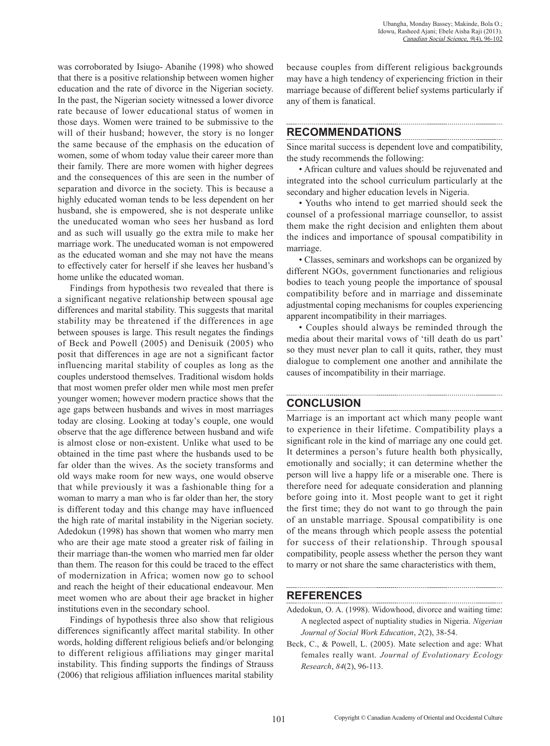was corroborated by Isiugo- Abanihe (1998) who showed that there is a positive relationship between women higher education and the rate of divorce in the Nigerian society. In the past, the Nigerian society witnessed a lower divorce rate because of lower educational status of women in those days. Women were trained to be submissive to the will of their husband; however, the story is no longer the same because of the emphasis on the education of women, some of whom today value their career more than their family. There are more women with higher degrees and the consequences of this are seen in the number of separation and divorce in the society. This is because a highly educated woman tends to be less dependent on her husband, she is empowered, she is not desperate unlike the uneducated woman who sees her husband as lord and as such will usually go the extra mile to make her marriage work. The uneducated woman is not empowered as the educated woman and she may not have the means to effectively cater for herself if she leaves her husband's home unlike the educated woman.

Findings from hypothesis two revealed that there is a significant negative relationship between spousal age differences and marital stability. This suggests that marital stability may be threatened if the differences in age between spouses is large. This result negates the findings of Beck and Powell (2005) and Denisuik (2005) who posit that differences in age are not a significant factor influencing marital stability of couples as long as the couples understood themselves. Traditional wisdom holds that most women prefer older men while most men prefer younger women; however modern practice shows that the age gaps between husbands and wives in most marriages today are closing. Looking at today's couple, one would observe that the age difference between husband and wife is almost close or non-existent. Unlike what used to be obtained in the time past where the husbands used to be far older than the wives. As the society transforms and old ways make room for new ways, one would observe that while previously it was a fashionable thing for a woman to marry a man who is far older than her, the story is different today and this change may have influenced the high rate of marital instability in the Nigerian society. Adedokun (1998) has shown that women who marry men who are their age mate stood a greater risk of failing in their marriage than-the women who married men far older than them. The reason for this could be traced to the effect of modernization in Africa; women now go to school and reach the height of their educational endeavour. Men meet women who are about their age bracket in higher institutions even in the secondary school.

Findings of hypothesis three also show that religious differences significantly affect marital stability. In other words, holding different religious beliefs and/or belonging to different religious affiliations may ginger marital instability. This finding supports the findings of Strauss (2006) that religious affiliation influences marital stability because couples from different religious backgrounds may have a high tendency of experiencing friction in their marriage because of different belief systems particularly if any of them is fanatical.

## RECOMMENDATIONS

Since marital success is dependent love and compatibility, the study recommends the following:

- African culture and values should be rejuvenated and integrated into the school curriculum particularly at the secondary and higher education levels in Nigeria.
- Youths who intend to get married should seek the counsel of a professional marriage counsellor, to assist them make the right decision and enlighten them about the indices and importance of spousal compatibility in marriage.
- Classes, seminars and workshops can be organized by different NGOs, government functionaries and religious bodies to teach young people the importance of spousal compatibility before and in marriage and disseminate adjustmental coping mechanisms for couples experiencing apparent incompatibility in their marriages.
- Couples should always be reminded through the media about their marital vows of 'till death do us part' so they must never plan to call it quits, rather, they must dialogue to complement one another and annihilate the causes of incompatibility in their marriage.

## CONCLUSION

Marriage is an important act which many people want to experience in their lifetime. Compatibility plays a significant role in the kind of marriage any one could get. It determines a person's future health both physically, emotionally and socially; it can determine whether the person will live a happy life or a miserable one. There is therefore need for adequate consideration and planning before going into it. Most people want to get it right the first time; they do not want to go through the pain of an unstable marriage. Spousal compatibility is one of the means through which people assess the potential for success of their relationship. Through spousal compatibility, people assess whether the person they want to marry or not share the same characteristics with them,

## REFERENCES

Adedokun, O. A. (1998). Widowhood, divorce and waiting time: A neglected aspect of nuptiality studies in Nigeria. *Nigerian Journal of Social Work Education*, *2*(2), 38-54.

Beck, C., & Powell, L. (2005). Mate selection and age: What females really want. *Journal of Evolutionary Ecology Research*, *84*(2), 96-113.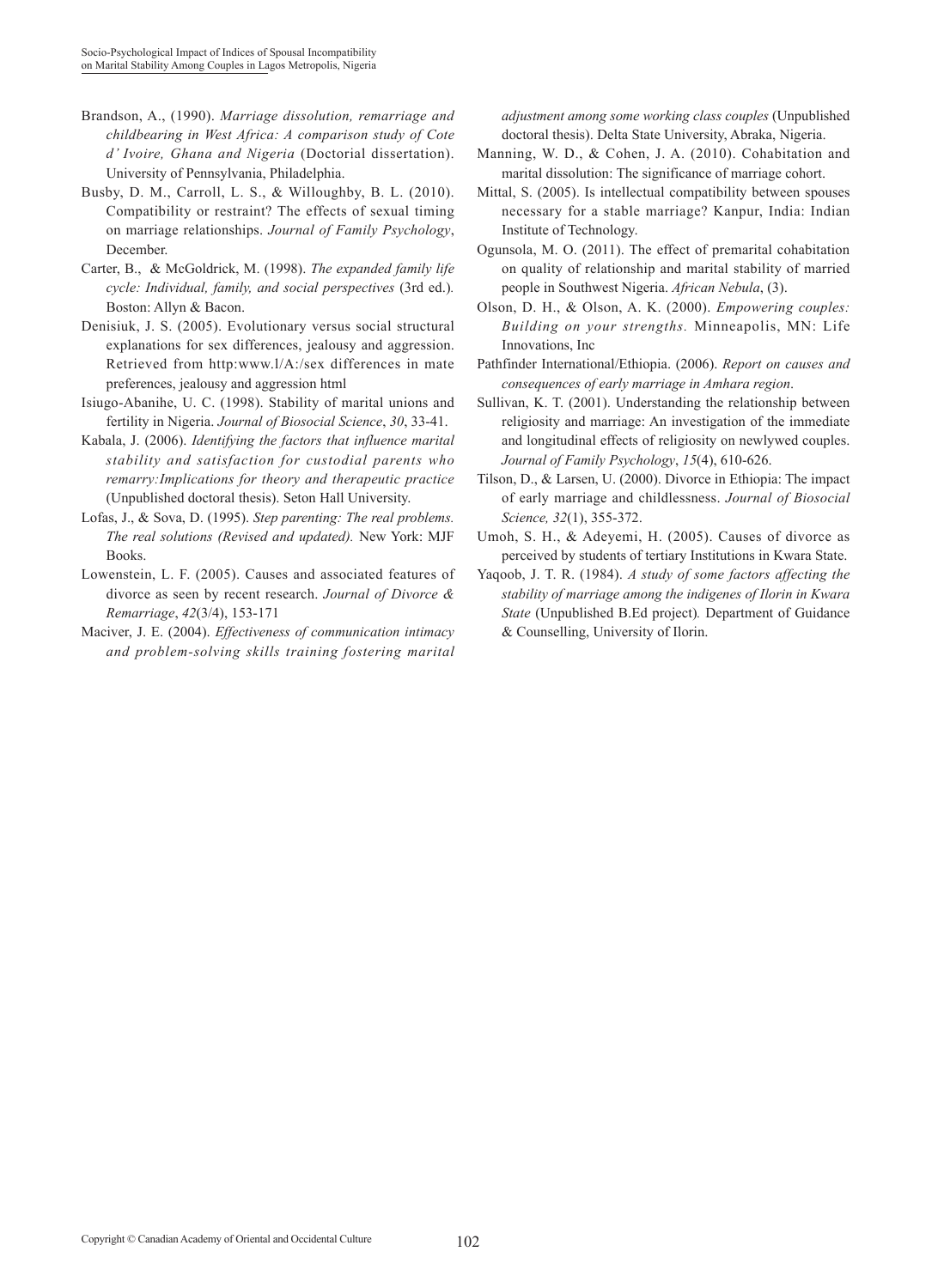Brandson, A., (1990). *Marriage dissolution, remarriage and childbearing in West Africa: A comparison study of Cote d' Ivoire, Ghana and Nigeria* (Doctorial dissertation). University of Pennsylvania, Philadelphia.

Busby, D. M., Carroll, L. S., & Willoughby, B. L. (2010). Compatibility or restraint? The effects of sexual timing on marriage relationships. *Journal of Family Psychology*, December.

Carter, B., & McGoldrick, M. (1998). *The expanded family life cycle: Individual, family, and social perspectives* (3rd ed.). Boston: Allyn & Bacon.

Denisiuk, J. S. (2005). Evolutionary versus social structural explanations for sex differences, jealousy and aggression. Retrieved from http:www.l/A:/sex differences in mate preferences, jealousy and aggression html

Isiugo-Abanihe, U. C. (1998). Stability of marital unions and fertility in Nigeria. *Journal of Biosocial Science*, *30*, 33-41.

Kabala, J. (2006). *Identifying the factors that influence marital stability and satisfaction for custodial parents who remarry:Implications for theory and therapeutic practice* (Unpublished doctoral thesis). Seton Hall University.

Lofas, J., & Sova, D. (1995). *Step parenting: The real problems. The real solutions (Revised and updated).* New York: MJF Books.

Lowenstein, L. F. (2005). Causes and associated features of divorce as seen by recent research. *Journal of Divorce & Remarriage*, *42*(3/4), 153-171

Maciver, J. E. (2004). *Effectiveness of communication intimacy and problem-solving skills training fostering marital adjustment among some working class couples* (Unpublished doctoral thesis). Delta State University, Abraka, Nigeria.

Manning, W. D., & Cohen, J. A. (2010). Cohabitation and marital dissolution: The significance of marriage cohort.

Mittal, S. (2005). Is intellectual compatibility between spouses necessary for a stable marriage? Kanpur, India: Indian Institute of Technology.

Ogunsola, M. O. (2011). The effect of premarital cohabitation on quality of relationship and marital stability of married people in Southwest Nigeria. *African Nebula*, (3).

Olson, D. H., & Olson, A. K. (2000). *Empowering couples: Building on your strengths.* Minneapolis, MN: Life Innovations, Inc

Pathfinder International/Ethiopia. (2006). *Report on causes and consequences of early marriage in Amhara region*.

Sullivan, K. T. (2001). Understanding the relationship between religiosity and marriage: An investigation of the immediate and longitudinal effects of religiosity on newlywed couples. *Journal of Family Psychology*, *15*(4), 610-626.

Tilson, D., & Larsen, U. (2000). Divorce in Ethiopia: The impact of early marriage and childlessness. *Journal of Biosocial Science, 32*(1), 355-372.

Umoh, S. H., & Adeyemi, H. (2005). Causes of divorce as perceived by students of tertiary Institutions in Kwara State.

Yaqoob, J. T. R. (1984). *A study of some factors affecting the stability of marriage among the indigenes of Ilorin in Kwara State* (Unpublished B.Ed project)*.* Department of Guidance & Counselling, University of Ilorin.